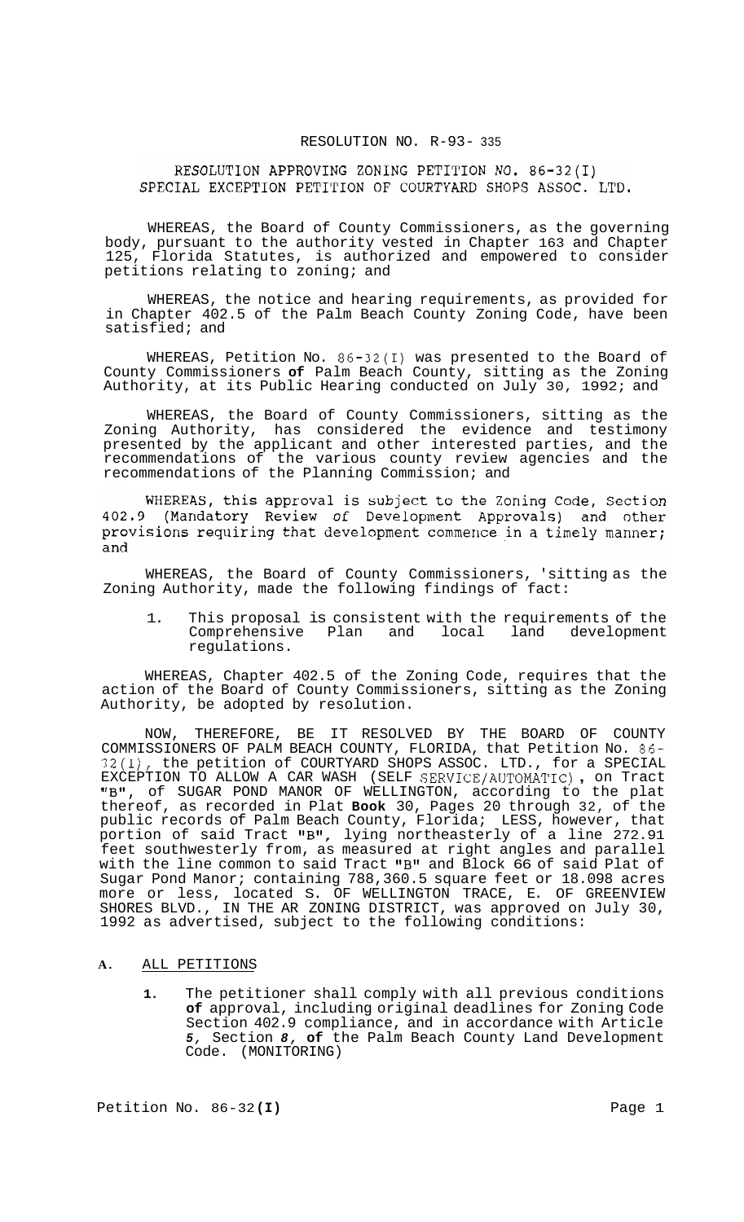RESOLUTION NO. R-93- 335

RESOLUTION APPROVING ZONING PETITION NO. 86-32(I) SPECIAL EXCEPTION PETITION OF COURTYARD SHOPS ASSOC. LTD.

WHEREAS, the Board of County Commissioners, as the governing body, pursuant to the authority vested in Chapter 163 and Chapter 125, Florida Statutes, is authorized and empowered to consider petitions relating to zoning; and

WHEREAS, the notice and hearing requirements, as provided for in Chapter 402.5 of the Palm Beach County Zoning Code, have been satisfied; and

WHEREAS, Petition No. 86-32(I) was presented to the Board of County Commissioners **of** Palm Beach County, sitting as the Zoning Authority, at its Public Hearing conducted on July 30, 1992; and

WHEREAS, the Board of County Commissioners, sitting as the Zoning Authority, has considered the evidence and testimony presented by the applicant and other interested parties, and the recommendations of the various county review agencies and the recommendations of the Planning Commission; and

WHEREAS, this approval is subject to the Zoning Code, Section 402.9 (Mandatory Review of Development Approvals) and other provisions requiring that development commence in a timely manner; and

WHEREAS, the Board of County Commissioners, 'sitting as the Zoning Authority, made the following findings of fact:

1. This proposal is consistent with the requirements of the Comprehensive Plan and local land development regulations.

WHEREAS, Chapter 402.5 of the Zoning Code, requires that the action of the Board of County Commissioners, sitting as the Zoning Authority, be adopted by resolution.

NOW, THEREFORE, BE IT RESOLVED BY THE BOARD OF COUNTY COMMISSIONERS OF PALM BEACH COUNTY, FLORIDA, that Petition No. 86-32(I), the petition of COURTYARD SHOPS ASSOC. LTD., for a SPECIAL EXCEPTION TO ALLOW A CAR WASH (SELF SERVICE/AUTOMATIC), on Tract "B", of SUGAR POND MANOR OF WELLINGTON, according to the plat thereof, as recorded in Plat **Book** 30, Pages 20 through 32, of the public records of Palm Beach County, Florida; LESS, however, that portion of said Tract "B", lying northeasterly of a line 272.91 feet southwesterly from, as measured at right angles and parallel with the line common to said Tract "B" and Block 66 of said Plat of Sugar Pond Manor; containing 788,360.5 square feet or 18.098 acres more or less, located S. OF WELLINGTON TRACE, E. OF GREENVIEW SHORES BLVD., IN THE AR ZONING DISTRICT, was approved on July 30, 1992 as advertised, subject to the following conditions:

**A.** ALL PETITIONS

1. The petitioner shall comply with all previous conditions **of** approval, including original deadlines for Zoning Code Section 402.9 compliance, and in accordance with Article *5*, Section *8*, **of** the Palm Beach County Land Development Code. (MONITORING)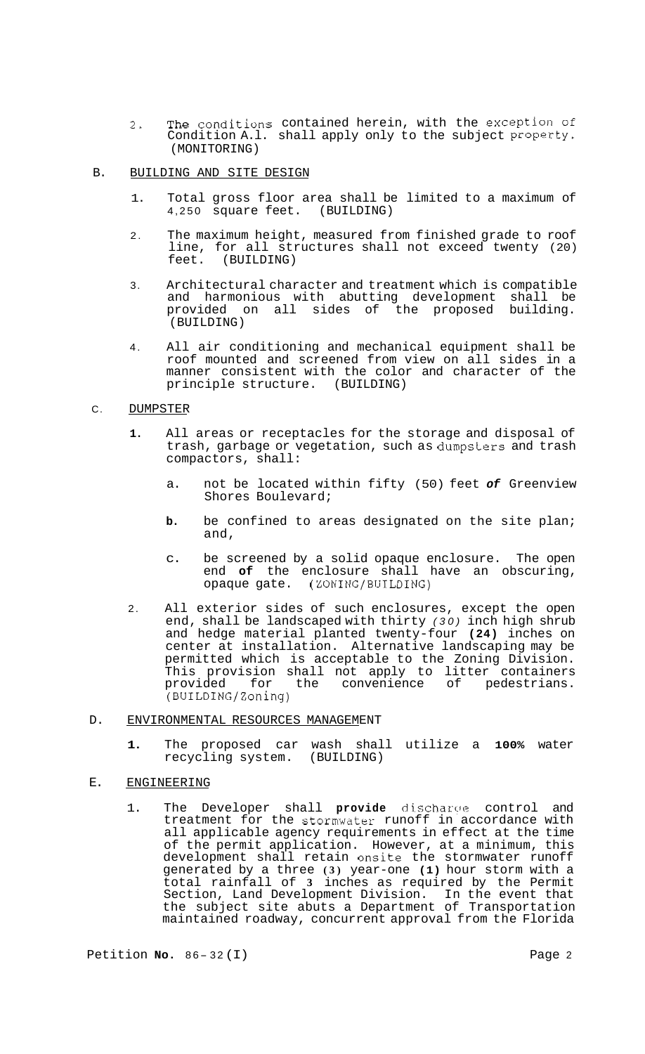2. The conditions contained herein, with the exception of Condition A.l. shall apply only to the subject property. (MONITORING)

B. BUILDING AND SITE DESIGN

1. Total gross floor area shall be limited to a maximum of 4,250 square feet. (BUILDING)

2. The maximum height, measured from finished grade to roof line, for all structures shall not exceed twenty (20) feet. (BUILDING)

3. Architectural character and treatment which is compatible and harmonious with abutting development shall be provided on all sides of the proposed building. (BUILDING)

4. All air conditioning and mechanical equipment shall be roof mounted and screened from view on all sides in a manner consistent with the color and character of the principle structure. (BUILDING)

C. DUMPSTER

1. All areas or receptacles for the storage and disposal of trash, garbage or vegetation, such as dumpsters and trash compactors, shall:

   a. not be located within fifty (50) feet *of* Greenview Shores Boulevard;

   b. be confined to areas designated on the site plan; and,

   c. be screened by a solid opaque enclosure. The open end **of** the enclosure shall have an obscuring, opaque gate. (ZONING/BUILDING)

2. All exterior sides of such enclosures, except the open end, shall be landscaped with thirty *(30)* inch high shrub and hedge material planted twenty-four **(24)** inches on center at installation. Alternative landscaping may be permitted which is acceptable to the Zoning Division. This provision shall not apply to litter containers provided for the convenience of pedestrians. (BUILDING/Zoning)

D. ENVIRONMENTAL RESOURCES MANAGEMENT

1. The proposed car wash shall utilize a **100%** water recycling system. (BUILDING)

E. ENGINEERING

1. The Developer shall **provide** discharge control and treatment for the stormwater runoff in accordance with all applicable agency requirements in effect at the time of the permit application. However, at a minimum, this development shall retain onsite the stormwater runoff generated by a three **(3)** year-one **(1)** hour storm with a total rainfall of **3** inches as required by the Permit Section, Land Development Division. In the event that the subject site abuts a Department of Transportation maintained roadway, concurrent approval from the Florida

Petition **No.** 86-32(I)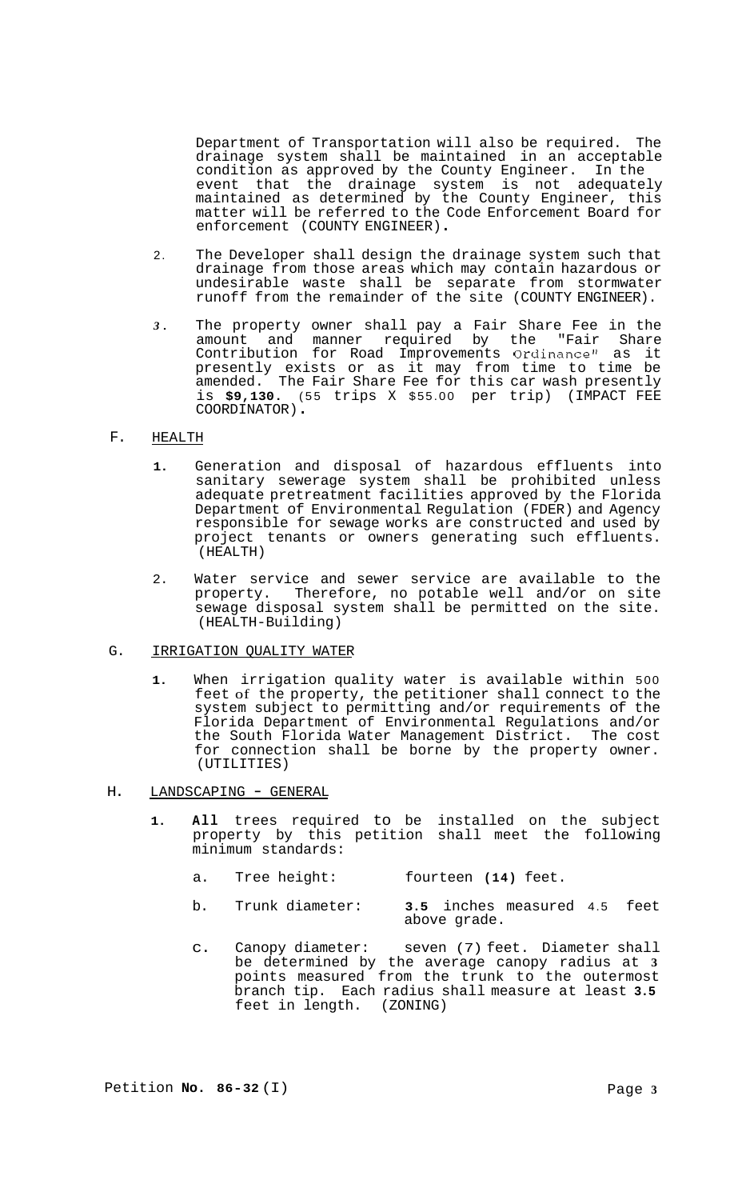Department of Transportation will also be required. The drainage system shall be maintained in an acceptable condition as approved by the County Engineer. In the event that the drainage system is not adequately maintained as determined by the County Engineer, this matter will be referred to the Code Enforcement Board for enforcement (COUNTY ENGINEER).

2. The Developer shall design the drainage system such that drainage from those areas which may contain hazardous or undesirable waste shall be separate from stormwater runoff from the remainder of the site (COUNTY ENGINEER).

3. The property owner shall pay a Fair Share Fee in the amount and manner required by the "Fair Share Contribution for Road Improvements Ordinance" as it presently exists or as it may from time to time be amended. The Fair Share Fee for this car wash presently is **$9,130.** (55 trips X $55.00 per trip) (IMPACT FEE COORDINATOR).

## F. HEALTH

1. Generation and disposal of hazardous effluents into sanitary sewerage system shall be prohibited unless adequate pretreatment facilities approved by the Florida Department of Environmental Regulation (FDER) and Agency responsible for sewage works are constructed and used by project tenants or owners generating such effluents. (HEALTH)

2. Water service and sewer service are available to the property. Therefore, no potable well and/or on site sewage disposal system shall be permitted on the site. (HEALTH-Building)

## G. IRRIGATION QUALITY WATER

1. When irrigation quality water is available within 500 feet of the property, the petitioner shall connect to the system subject to permitting and/or requirements of the Florida Department of Environmental Regulations and/or the South Florida Water Management District. The cost for connection shall be borne by the property owner. (UTILITIES)

## H. LANDSCAPING - GENERAL

1. **All** trees required to be installed on the subject property by this petition shall meet the following minimum standards:

   a. Tree height: fourteen **(14)** feet.

   b. Trunk diameter: **3.5** inches measured 4.5 feet above grade.

   c. Canopy diameter: seven (7) feet. Diameter shall be determined by the average canopy radius at 3 points measured from the trunk to the outermost branch tip. Each radius shall measure at least **3.5** feet in length. (ZONING)

Petition **No. 86-32** (I)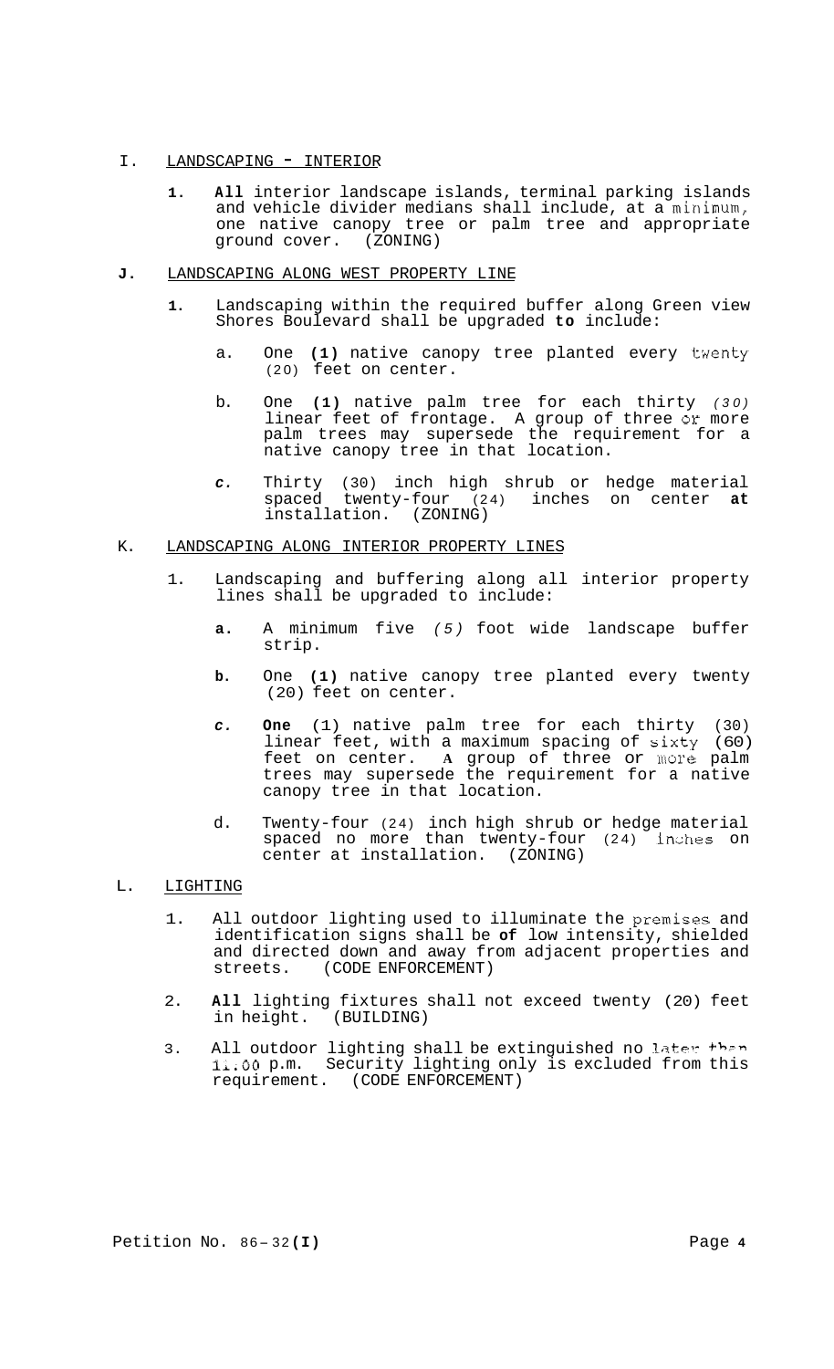I. <u>LANDSCAPING - INTERIOR</u>

1. **All** interior landscape islands, terminal parking islands and vehicle divider medians shall include, at a minimum, one native canopy tree or palm tree and appropriate ground cover. (ZONING)

**J.** <u>LANDSCAPING ALONG WEST PROPERTY LINE</u>

1. Landscaping within the required buffer along Green view Shores Boulevard shall be upgraded **to** include:

   a. One **(1)** native canopy tree planted every twenty (20) feet on center.

   b. One **(1)** native palm tree for each thirty *(30)* linear feet of frontage. A group of three or more palm trees may supersede the requirement for a native canopy tree in that location.

   *c.* Thirty (30) inch high shrub or hedge material spaced twenty-four (24) inches on center **at** installation. (ZONING)

K. <u>LANDSCAPING ALONG INTERIOR PROPERTY LINES</u>

1. Landscaping and buffering along all interior property lines shall be upgraded to include:

   **a.** A minimum five *(5)* foot wide landscape buffer strip.

   **b.** One **(1)** native canopy tree planted every twenty (20) feet on center.

   *c.* **One** (1) native palm tree for each thirty (30) linear feet, with a maximum spacing of sixty (60) feet on center. **A** group of three or more palm trees may supersede the requirement for a native canopy tree in that location.

   d. Twenty-four (24) inch high shrub or hedge material spaced no more than twenty-four (24) inches on center at installation. (ZONING)

L. <u>LIGHTING</u>

1. All outdoor lighting used to illuminate the premises and identification signs shall be **of** low intensity, shielded and directed down and away from adjacent properties and streets. (CODE ENFORCEMENT)

2. **All** lighting fixtures shall not exceed twenty (20) feet in height. (BUILDING)

3. All outdoor lighting shall be extinguished no later than 11:00 p.m. Security lighting only is excluded from this requirement. (CODE ENFORCEMENT)

Petition No. 86-32**(I)**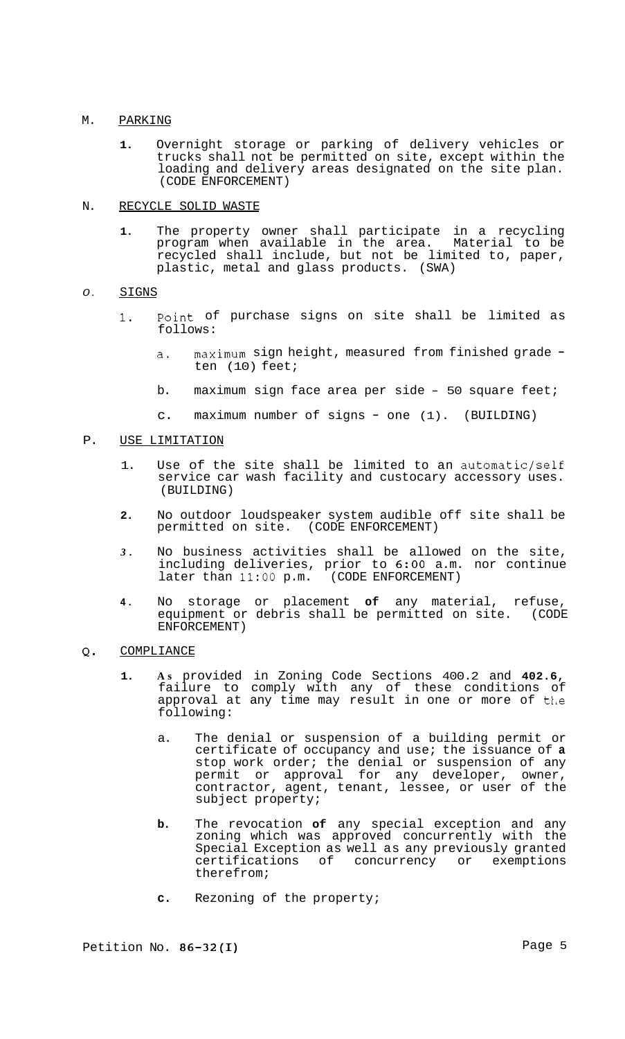M. PARKING

1. Overnight storage or parking of delivery vehicles or trucks shall not be permitted on site, except within the loading and delivery areas designated on the site plan. (CODE ENFORCEMENT)

N. RECYCLE SOLID WASTE

1. The property owner shall participate in a recycling program when available in the area. Material to be recycled shall include, but not be limited to, paper, plastic, metal and glass products. (SWA)

O. SIGNS

1. Point of purchase signs on site shall be limited as follows:

   a. maximum sign height, measured from finished grade - ten (10) feet;

   b. maximum sign face area per side - 50 square feet;

   c. maximum number of signs - one (1). (BUILDING)

P. USE LIMITATION

1. Use of the site shall be limited to an automatic/self service car wash facility and custocary accessory uses. (BUILDING)

2. No outdoor loudspeaker system audible off site shall be permitted on site. (CODE ENFORCEMENT)

3. No business activities shall be allowed on the site, including deliveries, prior to 6:00 a.m. nor continue later than 11:00 p.m. (CODE ENFORCEMENT)

4. No storage or placement of any material, refuse, equipment or debris shall be permitted on site. (CODE ENFORCEMENT)

Q. COMPLIANCE

1. As provided in Zoning Code Sections 400.2 and 402.6, failure to comply with any of these conditions of approval at any time may result in one or more of the following:

   a. The denial or suspension of a building permit or certificate of occupancy and use; the issuance of a stop work order; the denial or suspension of any permit or approval for any developer, owner, contractor, agent, tenant, lessee, or user of the subject property;

   b. The revocation of any special exception and any zoning which was approved concurrently with the Special Exception as well as any previously granted certifications of concurrency or exemptions therefrom;

   c. Rezoning of the property;

Petition No. 86-32(I)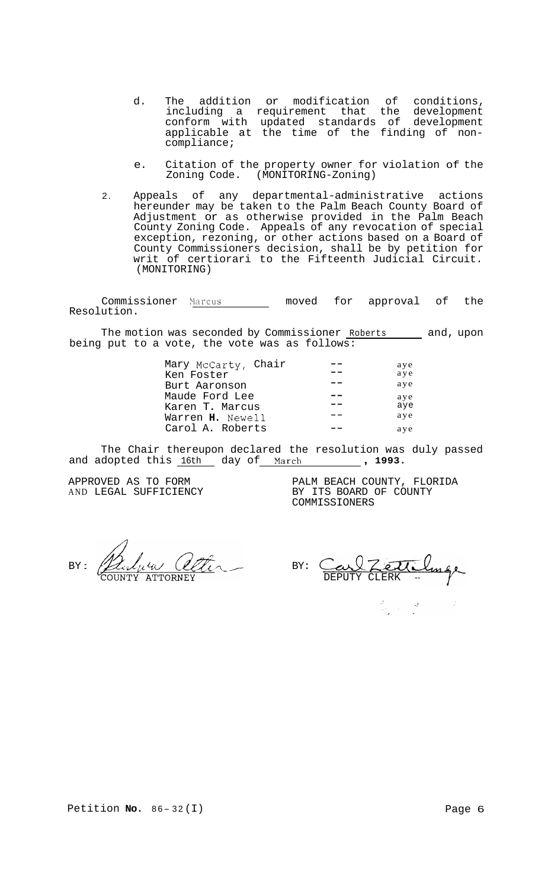d. The addition or modification of conditions, including a requirement that the development conform with updated standards of development applicable at the time of the finding of non-compliance;

e. Citation of the property owner for violation of the Zoning Code. (MONITORING-Zoning)

2. Appeals of any departmental-administrative actions hereunder may be taken to the Palm Beach County Board of Adjustment or as otherwise provided in the Palm Beach County Zoning Code. Appeals of any revocation of special exception, rezoning, or other actions based on a Board of County Commissioners decision, shall be by petition for writ of certiorari to the Fifteenth Judicial Circuit. (MONITORING)

Commissioner Marcus moved for approval of the Resolution.

The motion was seconded by Commissioner Roberts and, upon being put to a vote, the vote was as follows:

| | | |
|---|---|---|
| Mary McCarty, Chair | -- | aye |
| Ken Foster | -- | aye |
| Burt Aaronson | -- | aye |
| Maude Ford Lee | -- | aye |
| Karen T. Marcus | -- | aye |
| Warren **H.** Newell | -- | aye |
| Carol A. Roberts | -- | aye |

The Chair thereupon declared the resolution was duly passed and adopted this 16th day of March **, 1993**.

APPROVED AS TO FORM
AND LEGAL SUFFICIENCY

BY: COUNTY ATTORNEY

PALM BEACH COUNTY, FLORIDA
BY ITS BOARD OF COUNTY
COMMISSIONERS

BY: DEPUTY CLERK

Petition **No.** 86-32(I)